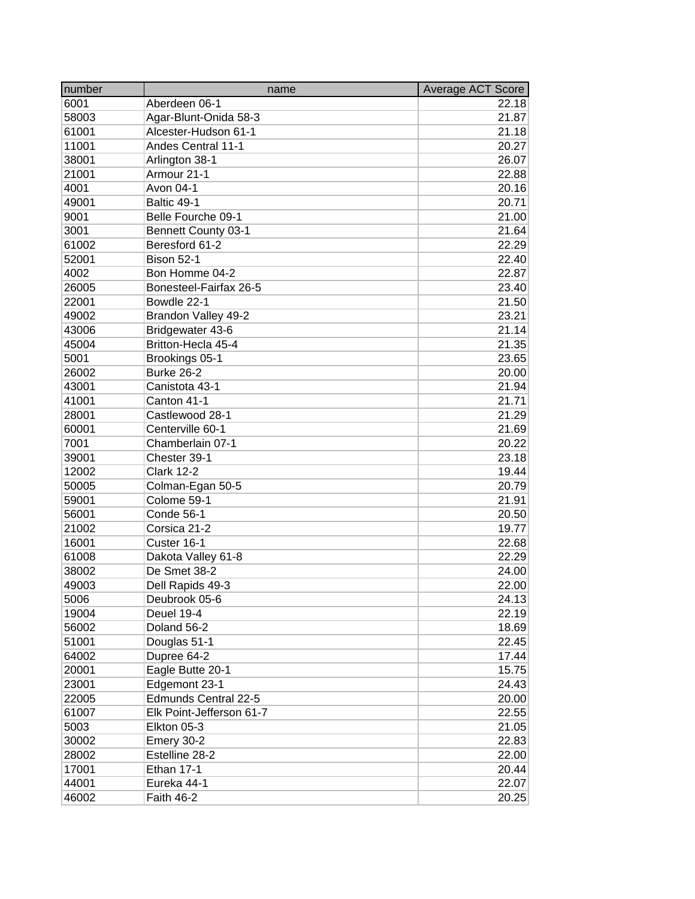| number | name | Average ACT Score |
|---|---|---|
| 6001 | Aberdeen 06-1 | 22.18 |
| 58003 | Agar-Blunt-Onida 58-3 | 21.87 |
| 61001 | Alcester-Hudson 61-1 | 21.18 |
| 11001 | Andes Central 11-1 | 20.27 |
| 38001 | Arlington 38-1 | 26.07 |
| 21001 | Armour 21-1 | 22.88 |
| 4001 | Avon 04-1 | 20.16 |
| 49001 | Baltic 49-1 | 20.71 |
| 9001 | Belle Fourche 09-1 | 21.00 |
| 3001 | Bennett County 03-1 | 21.64 |
| 61002 | Beresford 61-2 | 22.29 |
| 52001 | Bison 52-1 | 22.40 |
| 4002 | Bon Homme 04-2 | 22.87 |
| 26005 | Bonesteel-Fairfax 26-5 | 23.40 |
| 22001 | Bowdle 22-1 | 21.50 |
| 49002 | Brandon Valley 49-2 | 23.21 |
| 43006 | Bridgewater 43-6 | 21.14 |
| 45004 | Britton-Hecla 45-4 | 21.35 |
| 5001 | Brookings 05-1 | 23.65 |
| 26002 | Burke 26-2 | 20.00 |
| 43001 | Canistota 43-1 | 21.94 |
| 41001 | Canton 41-1 | 21.71 |
| 28001 | Castlewood 28-1 | 21.29 |
| 60001 | Centerville 60-1 | 21.69 |
| 7001 | Chamberlain 07-1 | 20.22 |
| 39001 | Chester 39-1 | 23.18 |
| 12002 | Clark 12-2 | 19.44 |
| 50005 | Colman-Egan 50-5 | 20.79 |
| 59001 | Colome 59-1 | 21.91 |
| 56001 | Conde 56-1 | 20.50 |
| 21002 | Corsica 21-2 | 19.77 |
| 16001 | Custer 16-1 | 22.68 |
| 61008 | Dakota Valley 61-8 | 22.29 |
| 38002 | De Smet 38-2 | 24.00 |
| 49003 | Dell Rapids 49-3 | 22.00 |
| 5006 | Deubrook 05-6 | 24.13 |
| 19004 | Deuel 19-4 | 22.19 |
| 56002 | Doland 56-2 | 18.69 |
| 51001 | Douglas 51-1 | 22.45 |
| 64002 | Dupree 64-2 | 17.44 |
| 20001 | Eagle Butte 20-1 | 15.75 |
| 23001 | Edgemont 23-1 | 24.43 |
| 22005 | Edmunds Central 22-5 | 20.00 |
| 61007 | Elk Point-Jefferson 61-7 | 22.55 |
| 5003 | Elkton 05-3 | 21.05 |
| 30002 | Emery 30-2 | 22.83 |
| 28002 | Estelline 28-2 | 22.00 |
| 17001 | Ethan 17-1 | 20.44 |
| 44001 | Eureka 44-1 | 22.07 |
| 46002 | Faith 46-2 | 20.25 |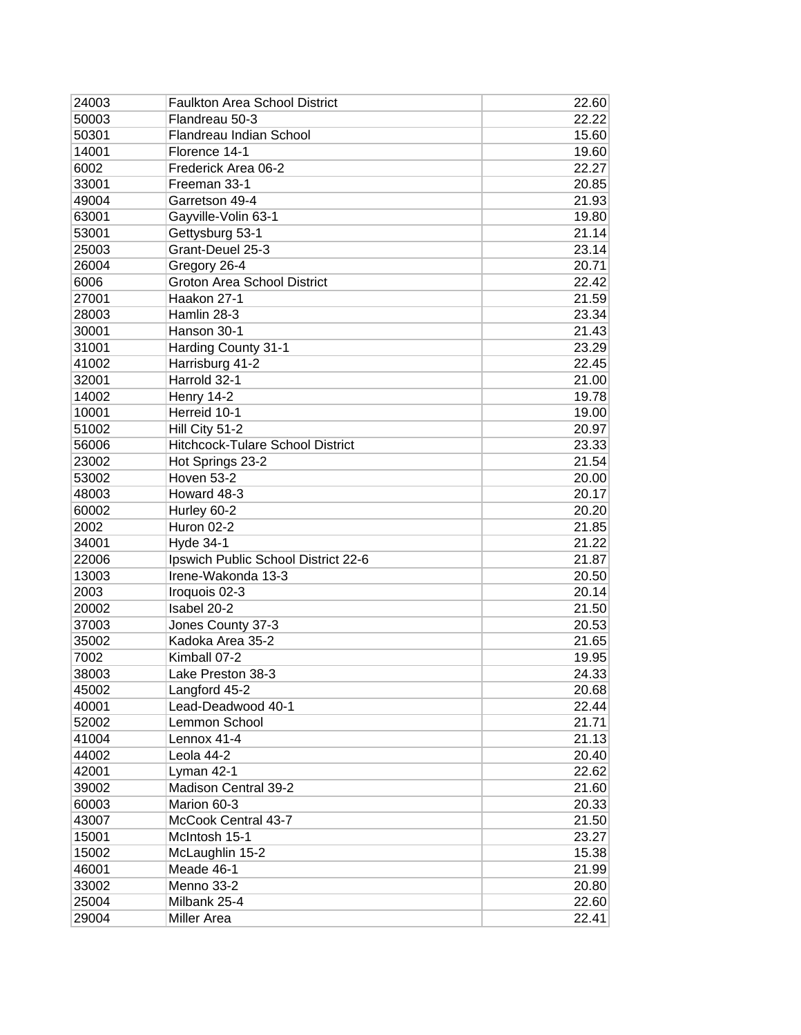| | | |
|---|---|---|
| 24003 | Faulkton Area School District | 22.60 |
| 50003 | Flandreau 50-3 | 22.22 |
| 50301 | Flandreau Indian School | 15.60 |
| 14001 | Florence 14-1 | 19.60 |
| 6002 | Frederick Area 06-2 | 22.27 |
| 33001 | Freeman 33-1 | 20.85 |
| 49004 | Garretson 49-4 | 21.93 |
| 63001 | Gayville-Volin 63-1 | 19.80 |
| 53001 | Gettysburg 53-1 | 21.14 |
| 25003 | Grant-Deuel 25-3 | 23.14 |
| 26004 | Gregory 26-4 | 20.71 |
| 6006 | Groton Area School District | 22.42 |
| 27001 | Haakon 27-1 | 21.59 |
| 28003 | Hamlin 28-3 | 23.34 |
| 30001 | Hanson 30-1 | 21.43 |
| 31001 | Harding County 31-1 | 23.29 |
| 41002 | Harrisburg 41-2 | 22.45 |
| 32001 | Harrold 32-1 | 21.00 |
| 14002 | Henry 14-2 | 19.78 |
| 10001 | Herreid 10-1 | 19.00 |
| 51002 | Hill City 51-2 | 20.97 |
| 56006 | Hitchcock-Tulare School District | 23.33 |
| 23002 | Hot Springs 23-2 | 21.54 |
| 53002 | Hoven 53-2 | 20.00 |
| 48003 | Howard 48-3 | 20.17 |
| 60002 | Hurley 60-2 | 20.20 |
| 2002 | Huron 02-2 | 21.85 |
| 34001 | Hyde 34-1 | 21.22 |
| 22006 | Ipswich Public School District 22-6 | 21.87 |
| 13003 | Irene-Wakonda 13-3 | 20.50 |
| 2003 | Iroquois 02-3 | 20.14 |
| 20002 | Isabel 20-2 | 21.50 |
| 37003 | Jones County 37-3 | 20.53 |
| 35002 | Kadoka Area 35-2 | 21.65 |
| 7002 | Kimball 07-2 | 19.95 |
| 38003 | Lake Preston 38-3 | 24.33 |
| 45002 | Langford 45-2 | 20.68 |
| 40001 | Lead-Deadwood 40-1 | 22.44 |
| 52002 | Lemmon School | 21.71 |
| 41004 | Lennox 41-4 | 21.13 |
| 44002 | Leola 44-2 | 20.40 |
| 42001 | Lyman 42-1 | 22.62 |
| 39002 | Madison Central 39-2 | 21.60 |
| 60003 | Marion 60-3 | 20.33 |
| 43007 | McCook Central 43-7 | 21.50 |
| 15001 | McIntosh 15-1 | 23.27 |
| 15002 | McLaughlin 15-2 | 15.38 |
| 46001 | Meade 46-1 | 21.99 |
| 33002 | Menno 33-2 | 20.80 |
| 25004 | Milbank 25-4 | 22.60 |
| 29004 | Miller Area | 22.41 |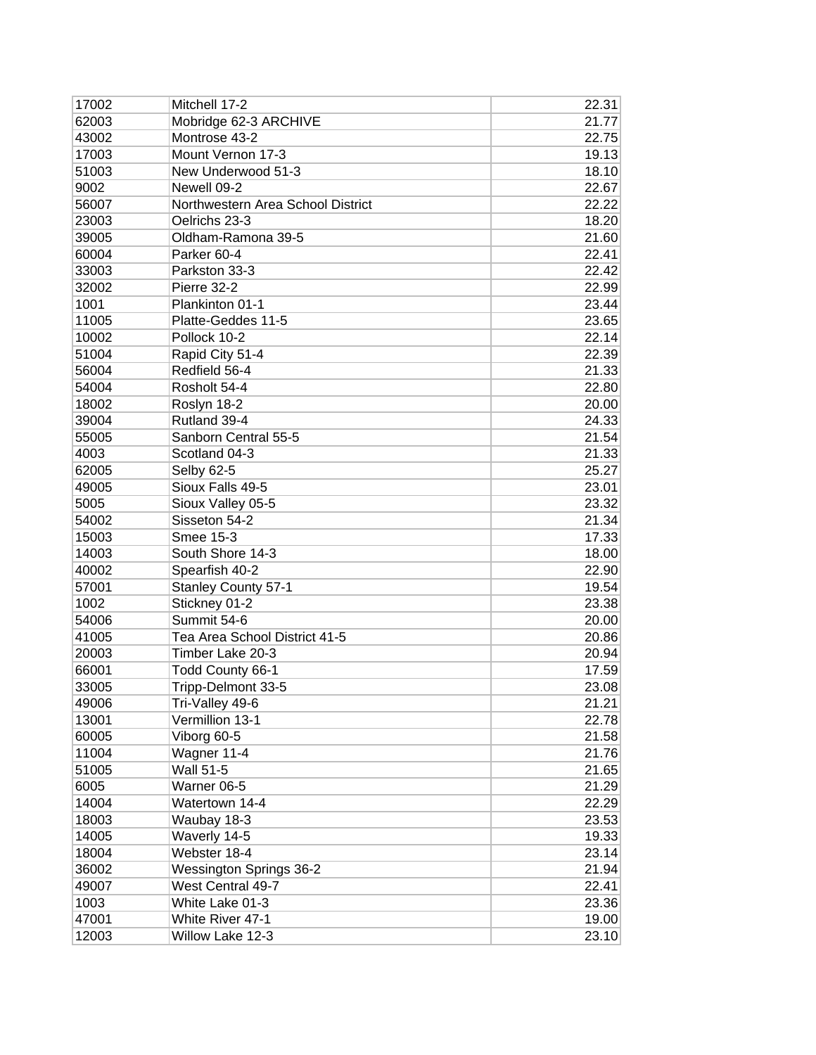| | | |
|---|---|---|
| 17002 | Mitchell 17-2 | 22.31 |
| 62003 | Mobridge 62-3 ARCHIVE | 21.77 |
| 43002 | Montrose 43-2 | 22.75 |
| 17003 | Mount Vernon 17-3 | 19.13 |
| 51003 | New Underwood 51-3 | 18.10 |
| 9002 | Newell 09-2 | 22.67 |
| 56007 | Northwestern Area School District | 22.22 |
| 23003 | Oelrichs 23-3 | 18.20 |
| 39005 | Oldham-Ramona 39-5 | 21.60 |
| 60004 | Parker 60-4 | 22.41 |
| 33003 | Parkston 33-3 | 22.42 |
| 32002 | Pierre 32-2 | 22.99 |
| 1001 | Plankinton 01-1 | 23.44 |
| 11005 | Platte-Geddes 11-5 | 23.65 |
| 10002 | Pollock 10-2 | 22.14 |
| 51004 | Rapid City 51-4 | 22.39 |
| 56004 | Redfield 56-4 | 21.33 |
| 54004 | Rosholt 54-4 | 22.80 |
| 18002 | Roslyn 18-2 | 20.00 |
| 39004 | Rutland 39-4 | 24.33 |
| 55005 | Sanborn Central 55-5 | 21.54 |
| 4003 | Scotland 04-3 | 21.33 |
| 62005 | Selby 62-5 | 25.27 |
| 49005 | Sioux Falls 49-5 | 23.01 |
| 5005 | Sioux Valley 05-5 | 23.32 |
| 54002 | Sisseton 54-2 | 21.34 |
| 15003 | Smee 15-3 | 17.33 |
| 14003 | South Shore 14-3 | 18.00 |
| 40002 | Spearfish 40-2 | 22.90 |
| 57001 | Stanley County 57-1 | 19.54 |
| 1002 | Stickney 01-2 | 23.38 |
| 54006 | Summit 54-6 | 20.00 |
| 41005 | Tea Area School District 41-5 | 20.86 |
| 20003 | Timber Lake 20-3 | 20.94 |
| 66001 | Todd County 66-1 | 17.59 |
| 33005 | Tripp-Delmont 33-5 | 23.08 |
| 49006 | Tri-Valley 49-6 | 21.21 |
| 13001 | Vermillion 13-1 | 22.78 |
| 60005 | Viborg 60-5 | 21.58 |
| 11004 | Wagner 11-4 | 21.76 |
| 51005 | Wall 51-5 | 21.65 |
| 6005 | Warner 06-5 | 21.29 |
| 14004 | Watertown 14-4 | 22.29 |
| 18003 | Waubay 18-3 | 23.53 |
| 14005 | Waverly 14-5 | 19.33 |
| 18004 | Webster 18-4 | 23.14 |
| 36002 | Wessington Springs 36-2 | 21.94 |
| 49007 | West Central 49-7 | 22.41 |
| 1003 | White Lake 01-3 | 23.36 |
| 47001 | White River 47-1 | 19.00 |
| 12003 | Willow Lake 12-3 | 23.10 |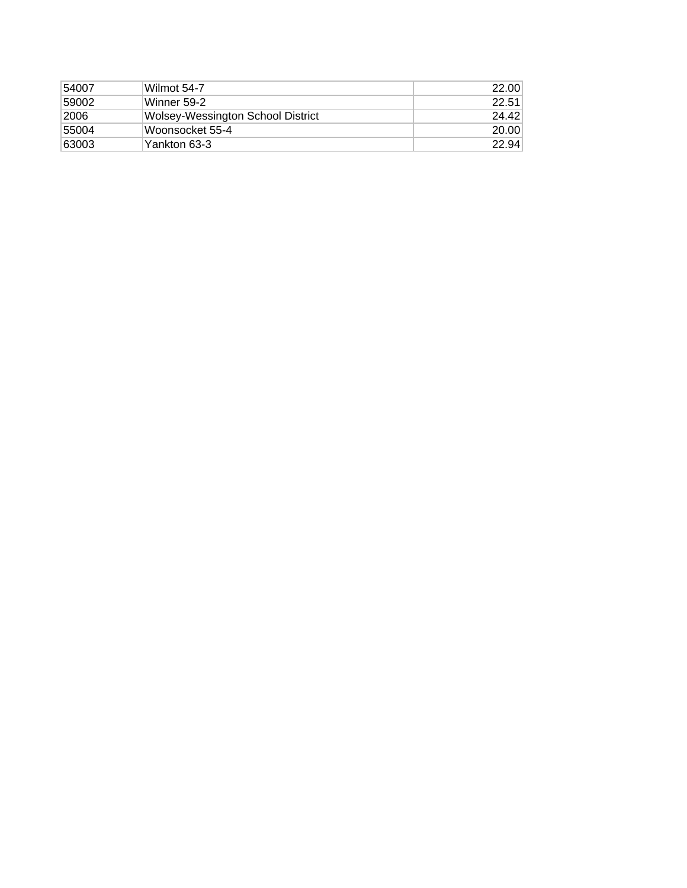| | | |
|---|---|---|
| 54007 | Wilmot 54-7 | 22.00 |
| 59002 | Winner 59-2 | 22.51 |
| 2006 | Wolsey-Wessington School District | 24.42 |
| 55004 | Woonsocket 55-4 | 20.00 |
| 63003 | Yankton 63-3 | 22.94 |